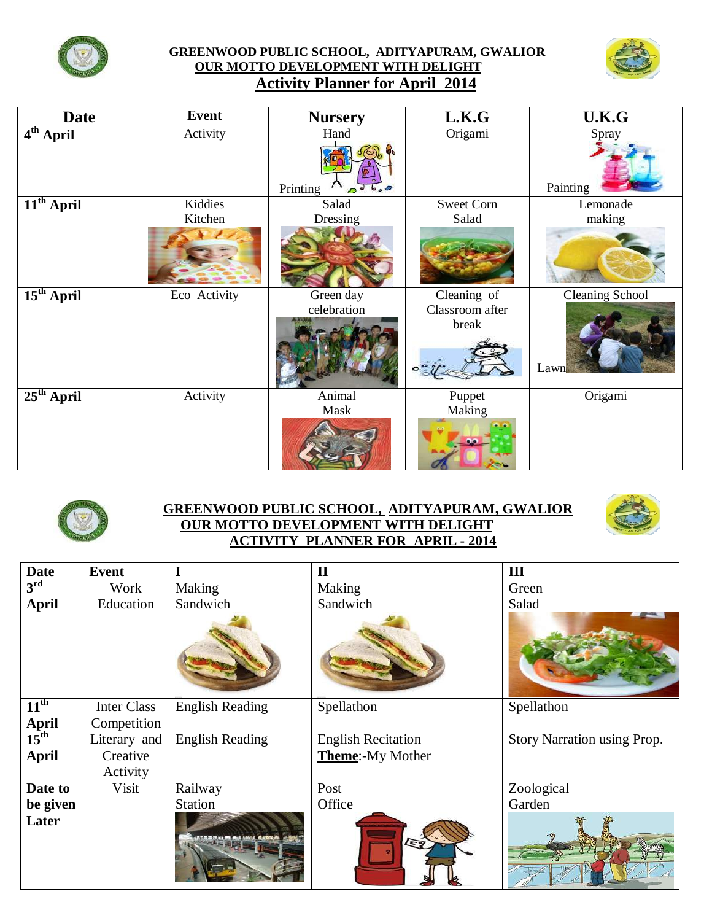# GREENWOOD PUBLIC SCHOOL, ADITYAPURAM, GWALIOR
## OUR MOTTO DEVELOPMENT WITH DELIGHT
## Activity Planner for April 2014

| Date | Event | Nursery | L.K.G | U.K.G |
|---|---|---|---|---|
| 4th April | Activity | Hand Printing | Origami | Spray Painting |
| 11th April | Kiddies Kitchen | Salad Dressing | Sweet Corn Salad | Lemonade making |
| 15th April | Eco Activity | Green day celebration | Cleaning of Classroom after break | Cleaning School Lawn |
| 25th April | Activity | Animal Mask | Puppet Making | Origami |

# GREENWOOD PUBLIC SCHOOL, ADITYAPURAM, GWALIOR
## OUR MOTTO DEVELOPMENT WITH DELIGHT
## ACTIVITY PLANNER FOR APRIL - 2014

| Date | Event | I | II | III |
|---|---|---|---|---|
| 3rd April | Work Education | Making Sandwich | Making Sandwich | Green Salad |
| 11th April | Inter Class Competition | English Reading | Spellathon | Spellathon |
| 15th April | Literary and Creative Activity | English Reading | English Recitation **Theme**:-My Mother | Story Narration using Prop. |
| Date to be given Later | Visit | Railway Station | Post Office | Zoological Garden |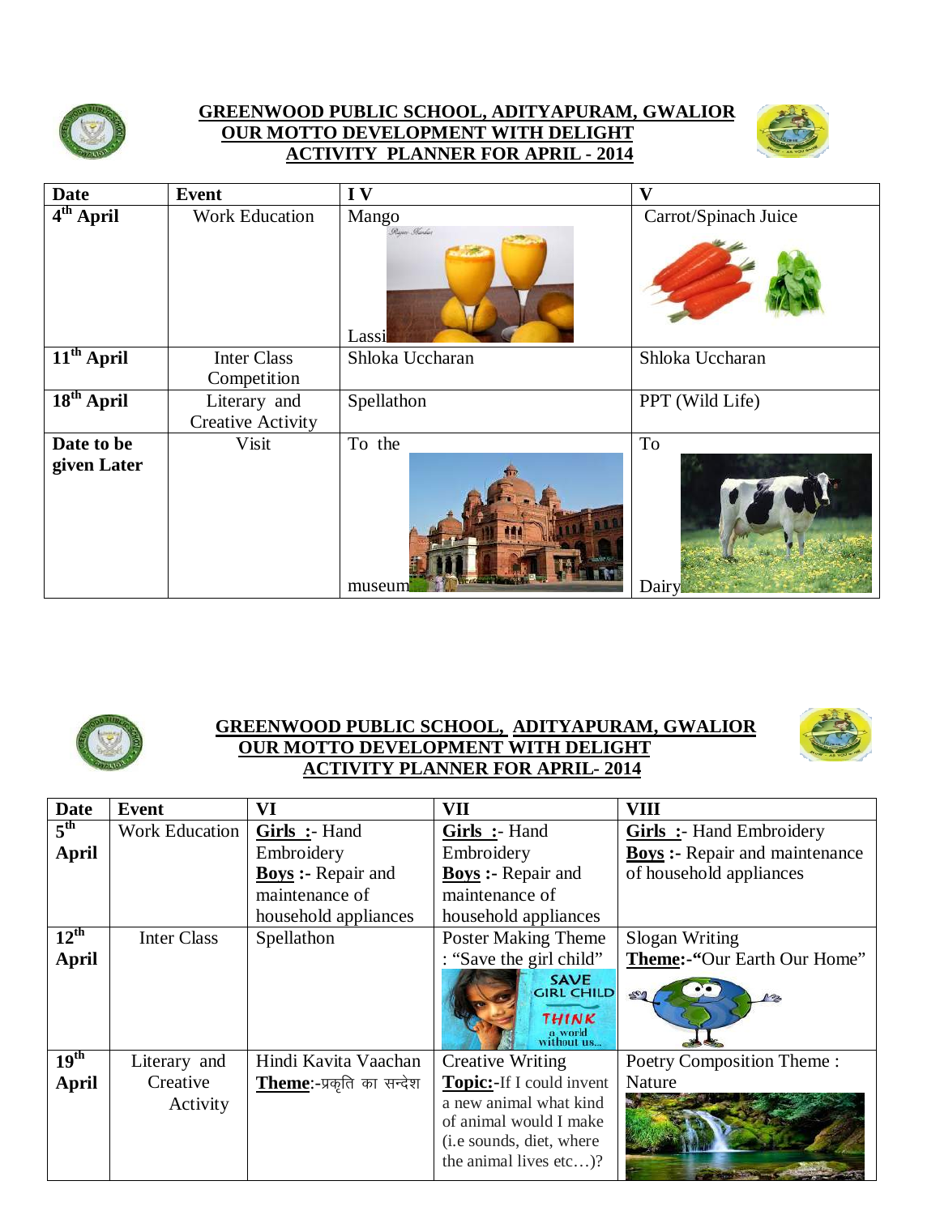## GREENWOOD PUBLIC SCHOOL, ADITYAPURAM, GWALIOR
## OUR MOTTO DEVELOPMENT WITH DELIGHT
## ACTIVITY PLANNER FOR APRIL - 2014

| Date | Event | I V | V |
|---|---|---|---|
| **4th April** | Work Education | Mango Lassi | Carrot/Spinach Juice |
| **11th April** | Inter Class Competition | Shloka Uccharan | Shloka Uccharan |
| **18th April** | Literary and Creative Activity | Spellathon | PPT (Wild Life) |
| **Date to be given Later** | Visit | To the museum | To Dairy |

## GREENWOOD PUBLIC SCHOOL, ADITYAPURAM, GWALIOR
## OUR MOTTO DEVELOPMENT WITH DELIGHT
## ACTIVITY PLANNER FOR APRIL- 2014

| Date | Event | VI | VII | VIII |
|---|---|---|---|---|
| **5th April** | Work Education | **Girls :-** Hand Embroidery **Boys :-** Repair and maintenance of household appliances | **Girls :-** Hand Embroidery **Boys :-** Repair and maintenance of household appliances | **Girls :-** Hand Embroidery **Boys :-** Repair and maintenance of household appliances |
| **12th April** | Inter Class | Spellathon | Poster Making Theme : "Save the girl child" | Slogan Writing **Theme:-"**Our Earth Our Home" |
| **19th April** | Literary and Creative Activity | Hindi Kavita Vaachan **Theme**:-प्रकृति का सन्देश | Creative Writing **Topic:-**If I could invent a new animal what kind of animal would I make (i.e sounds, diet, where the animal lives etc…)? | Poetry Composition Theme : Nature |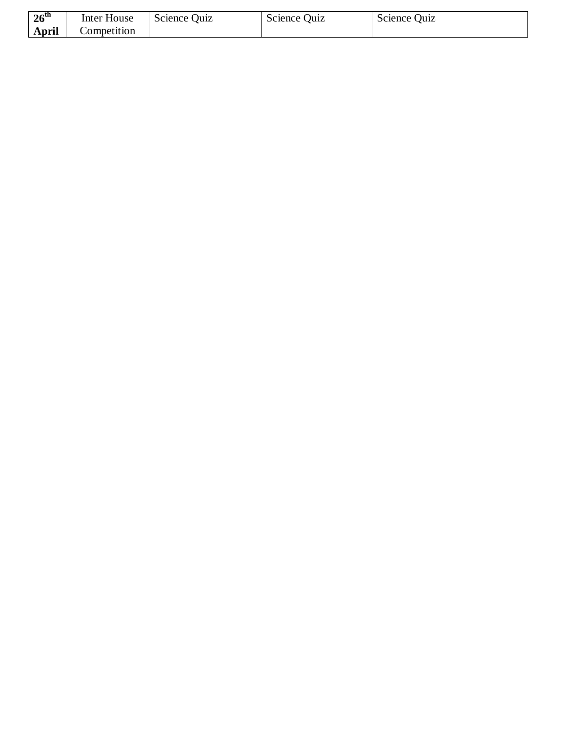| | | | | |
|---|---|---|---|---|
| **26th April** | Inter House Competition | Science Quiz | Science Quiz | Science Quiz |